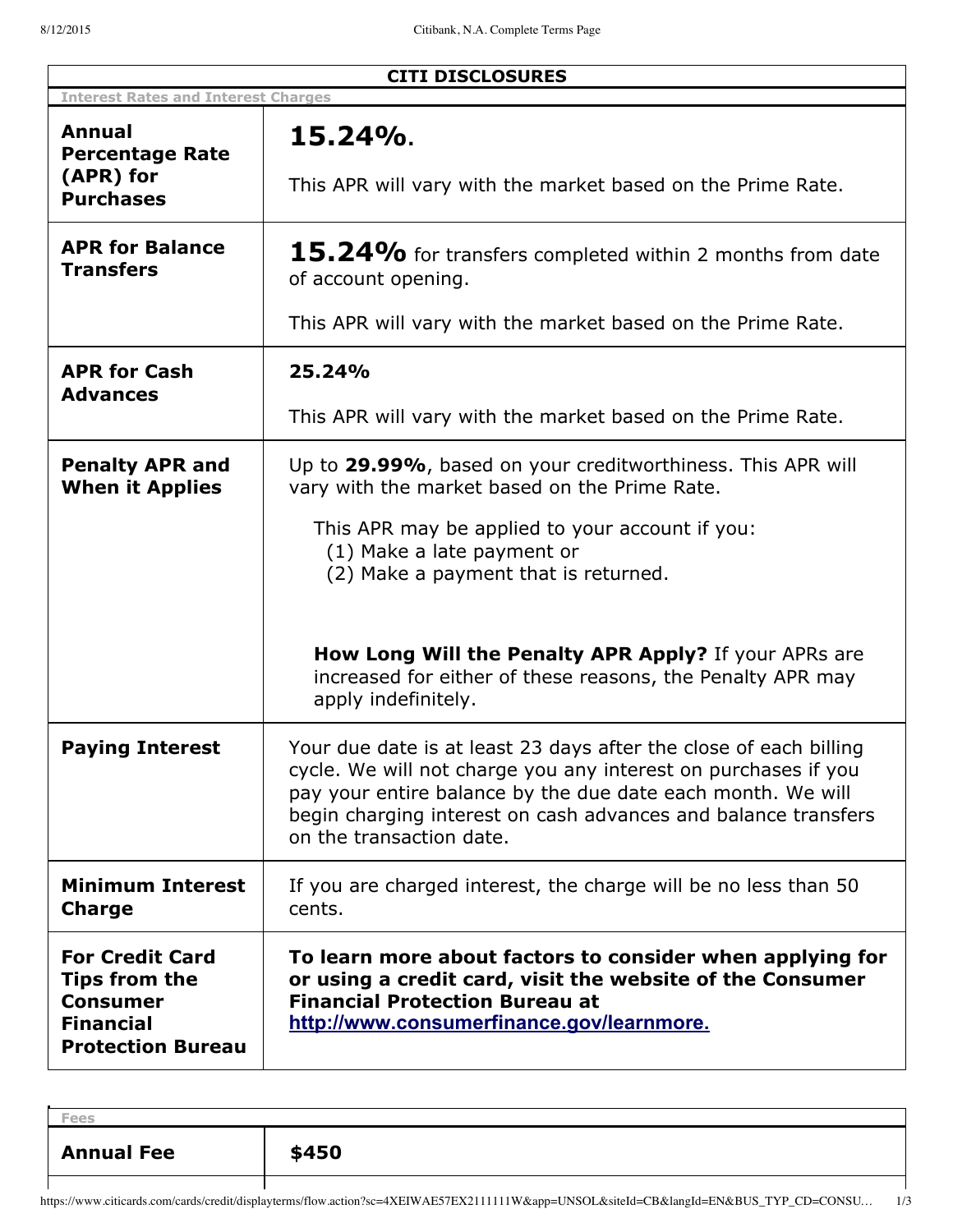## CITI DISCLOSURES

**Interest Rates and Interest Charges**

| | |
|---|---|
| **Annual Percentage Rate (APR) for Purchases** | **15.24%**.<br><br>This APR will vary with the market based on the Prime Rate. |
| **APR for Balance Transfers** | **15.24%** for transfers completed within 2 months from date of account opening.<br><br>This APR will vary with the market based on the Prime Rate. |
| **APR for Cash Advances** | **25.24%**<br><br>This APR will vary with the market based on the Prime Rate. |
| **Penalty APR and When it Applies** | Up to **29.99%**, based on your creditworthiness. This APR will vary with the market based on the Prime Rate.<br><br>This APR may be applied to your account if you:<br>(1) Make a late payment or<br>(2) Make a payment that is returned.<br><br>**How Long Will the Penalty APR Apply?** If your APRs are increased for either of these reasons, the Penalty APR may apply indefinitely. |
| **Paying Interest** | Your due date is at least 23 days after the close of each billing cycle. We will not charge you any interest on purchases if you pay your entire balance by the due date each month. We will begin charging interest on cash advances and balance transfers on the transaction date. |
| **Minimum Interest Charge** | If you are charged interest, the charge will be no less than 50 cents. |
| **For Credit Card Tips from the Consumer Financial Protection Bureau** | **To learn more about factors to consider when applying for or using a credit card, visit the website of the Consumer Financial Protection Bureau at [http://www.consumerfinance.gov/learnmore.](http://www.consumerfinance.gov/learnmore)** |

**Fees**

| | |
|---|---|
| **Annual Fee** | **$450** |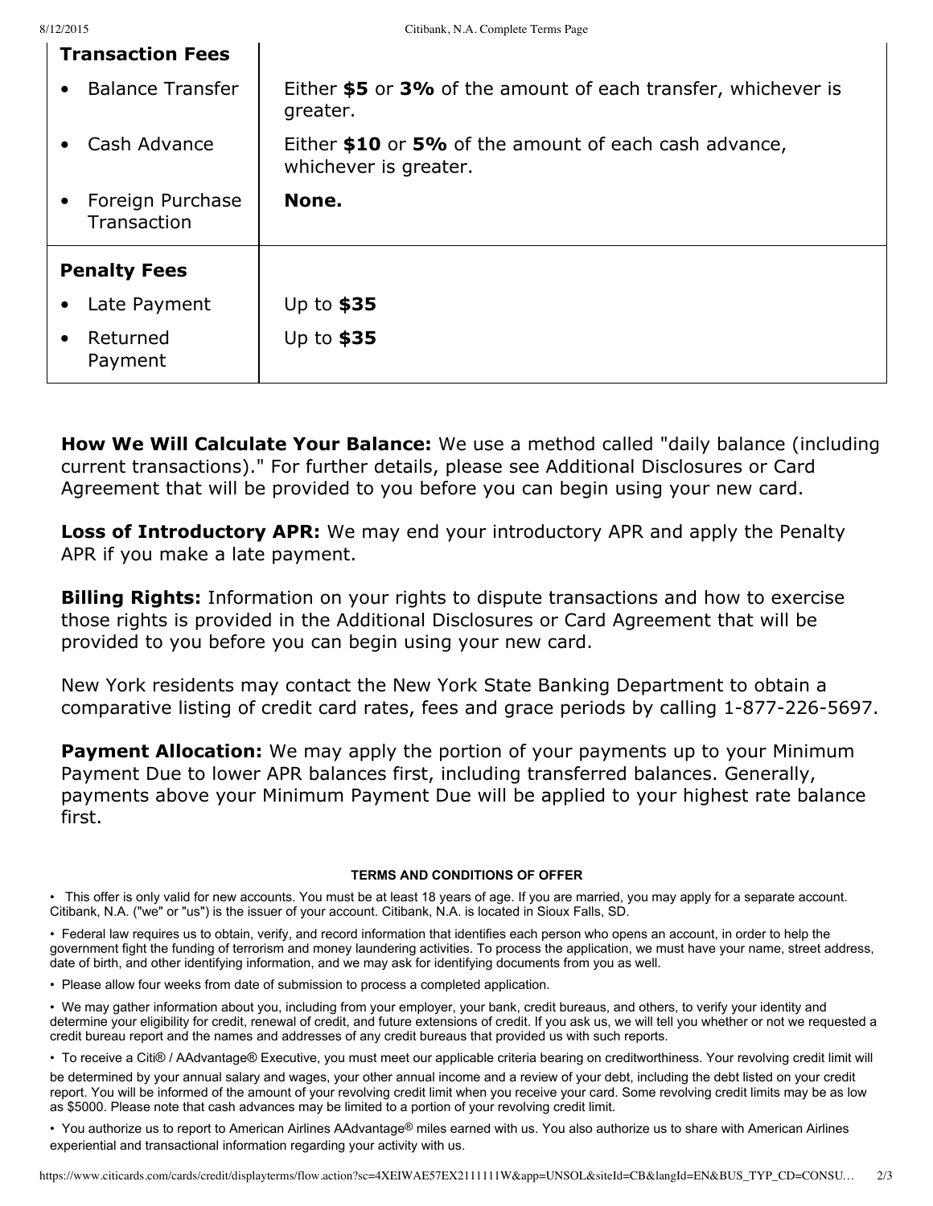| Transaction Fees | |
|---|---|
| • Balance Transfer | Either **$5** or **3%** of the amount of each transfer, whichever is greater. |
| • Cash Advance | Either **$10** or **5%** of the amount of each cash advance, whichever is greater. |
| • Foreign Purchase Transaction | **None.** |
| **Penalty Fees** | |
| • Late Payment | Up to **$35** |
| • Returned Payment | Up to **$35** |

**How We Will Calculate Your Balance:** We use a method called "daily balance (including current transactions)." For further details, please see Additional Disclosures or Card Agreement that will be provided to you before you can begin using your new card.

**Loss of Introductory APR:** We may end your introductory APR and apply the Penalty APR if you make a late payment.

**Billing Rights:** Information on your rights to dispute transactions and how to exercise those rights is provided in the Additional Disclosures or Card Agreement that will be provided to you before you can begin using your new card.

New York residents may contact the New York State Banking Department to obtain a comparative listing of credit card rates, fees and grace periods by calling 1-877-226-5697.

**Payment Allocation:** We may apply the portion of your payments up to your Minimum Payment Due to lower APR balances first, including transferred balances. Generally, payments above your Minimum Payment Due will be applied to your highest rate balance first.

## TERMS AND CONDITIONS OF OFFER

- This offer is only valid for new accounts. You must be at least 18 years of age. If you are married, you may apply for a separate account. Citibank, N.A. ("we" or "us") is the issuer of your account. Citibank, N.A. is located in Sioux Falls, SD.
- Federal law requires us to obtain, verify, and record information that identifies each person who opens an account, in order to help the government fight the funding of terrorism and money laundering activities. To process the application, we must have your name, street address, date of birth, and other identifying information, and we may ask for identifying documents from you as well.
- Please allow four weeks from date of submission to process a completed application.
- We may gather information about you, including from your employer, your bank, credit bureaus, and others, to verify your identity and determine your eligibility for credit, renewal of credit, and future extensions of credit. If you ask us, we will tell you whether or not we requested a credit bureau report and the names and addresses of any credit bureaus that provided us with such reports.
- To receive a Citi® / AAdvantage® Executive, you must meet our applicable criteria bearing on creditworthiness. Your revolving credit limit will be determined by your annual salary and wages, your other annual income and a review of your debt, including the debt listed on your credit report. You will be informed of the amount of your revolving credit limit when you receive your card. Some revolving credit limits may be as low as $5000. Please note that cash advances may be limited to a portion of your revolving credit limit.
- You authorize us to report to American Airlines AAdvantage® miles earned with us. You also authorize us to share with American Airlines experiential and transactional information regarding your activity with us.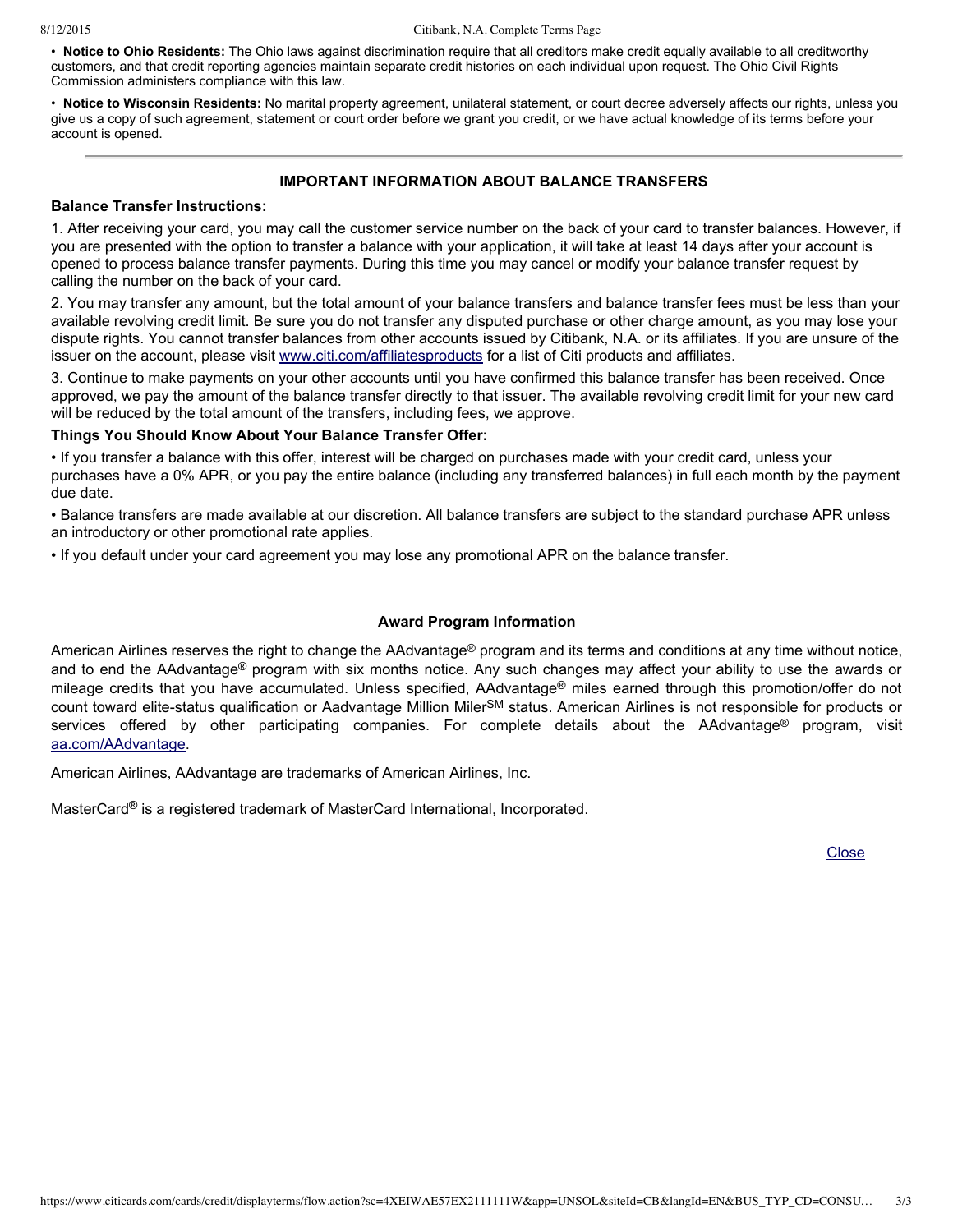- **Notice to Ohio Residents:** The Ohio laws against discrimination require that all creditors make credit equally available to all creditworthy customers, and that credit reporting agencies maintain separate credit histories on each individual upon request. The Ohio Civil Rights Commission administers compliance with this law.

- **Notice to Wisconsin Residents:** No marital property agreement, unilateral statement, or court decree adversely affects our rights, unless you give us a copy of such agreement, statement or court order before we grant you credit, or we have actual knowledge of its terms before your account is opened.

---

## IMPORTANT INFORMATION ABOUT BALANCE TRANSFERS

### Balance Transfer Instructions:

1. After receiving your card, you may call the customer service number on the back of your card to transfer balances. However, if you are presented with the option to transfer a balance with your application, it will take at least 14 days after your account is opened to process balance transfer payments. During this time you may cancel or modify your balance transfer request by calling the number on the back of your card.

2. You may transfer any amount, but the total amount of your balance transfers and balance transfer fees must be less than your available revolving credit limit. Be sure you do not transfer any disputed purchase or other charge amount, as you may lose your dispute rights. You cannot transfer balances from other accounts issued by Citibank, N.A. or its affiliates. If you are unsure of the issuer on the account, please visit www.citi.com/affiliatesproducts for a list of Citi products and affiliates.

3. Continue to make payments on your other accounts until you have confirmed this balance transfer has been received. Once approved, we pay the amount of the balance transfer directly to that issuer. The available revolving credit limit for your new card will be reduced by the total amount of the transfers, including fees, we approve.

### Things You Should Know About Your Balance Transfer Offer:

- If you transfer a balance with this offer, interest will be charged on purchases made with your credit card, unless your purchases have a 0% APR, or you pay the entire balance (including any transferred balances) in full each month by the payment due date.
- Balance transfers are made available at our discretion. All balance transfers are subject to the standard purchase APR unless an introductory or other promotional rate applies.
- If you default under your card agreement you may lose any promotional APR on the balance transfer.

## Award Program Information

American Airlines reserves the right to change the AAdvantage® program and its terms and conditions at any time without notice, and to end the AAdvantage® program with six months notice. Any such changes may affect your ability to use the awards or mileage credits that you have accumulated. Unless specified, AAdvantage® miles earned through this promotion/offer do not count toward elite-status qualification or Aadvantage Million Miler℠ status. American Airlines is not responsible for products or services offered by other participating companies. For complete details about the AAdvantage® program, visit aa.com/AAdvantage.

American Airlines, AAdvantage are trademarks of American Airlines, Inc.

MasterCard® is a registered trademark of MasterCard International, Incorporated.

Close